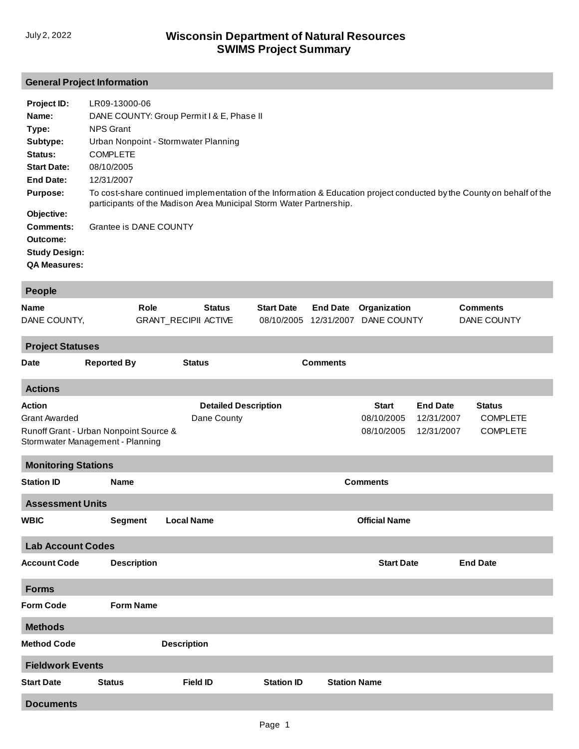July 2, 2022

# Wisconsin Department of Natural Resources
# SWIMS Project Summary

## General Project Information

**Project ID:** LR09-13000-06
**Name:** DANE COUNTY: Group Permit I & E, Phase II
**Type:** NPS Grant
**Subtype:** Urban Nonpoint - Stormwater Planning
**Status:** COMPLETE
**Start Date:** 08/10/2005
**End Date:** 12/31/2007
**Purpose:** To cost-share continued implementation of the Information & Education project conducted by the County on behalf of the participants of the Madison Area Municipal Storm Water Partnership.
**Objective:**
**Comments:** Grantee is DANE COUNTY
**Outcome:**
**Study Design:**
**QA Measures:**

## People

| Name | Role | Status | Start Date | End Date | Organization | Comments |
|---|---|---|---|---|---|---|
| DANE COUNTY, | GRANT_RECIPII | ACTIVE | 08/10/2005 | 12/31/2007 | DANE COUNTY | DANE COUNTY |

## Project Statuses

| Date | Reported By | Status | Comments |
|---|---|---|---|

## Actions

| Action | Detailed Description | Start | End Date | Status |
|---|---|---|---|---|
| Grant Awarded | Dane County | 08/10/2005 | 12/31/2007 | COMPLETE |
| Runoff Grant - Urban Nonpoint Source & Stormwater Management - Planning | | 08/10/2005 | 12/31/2007 | COMPLETE |

## Monitoring Stations

| Station ID | Name | Comments |
|---|---|---|

## Assessment Units

| WBIC | Segment | Local Name | Official Name |
|---|---|---|---|

## Lab Account Codes

| Account Code | Description | Start Date | End Date |
|---|---|---|---|

## Forms

| Form Code | Form Name |
|---|---|

## Methods

| Method Code | Description |
|---|---|

## Fieldwork Events

| Start Date | Status | Field ID | Station ID | Station Name |
|---|---|---|---|---|

## Documents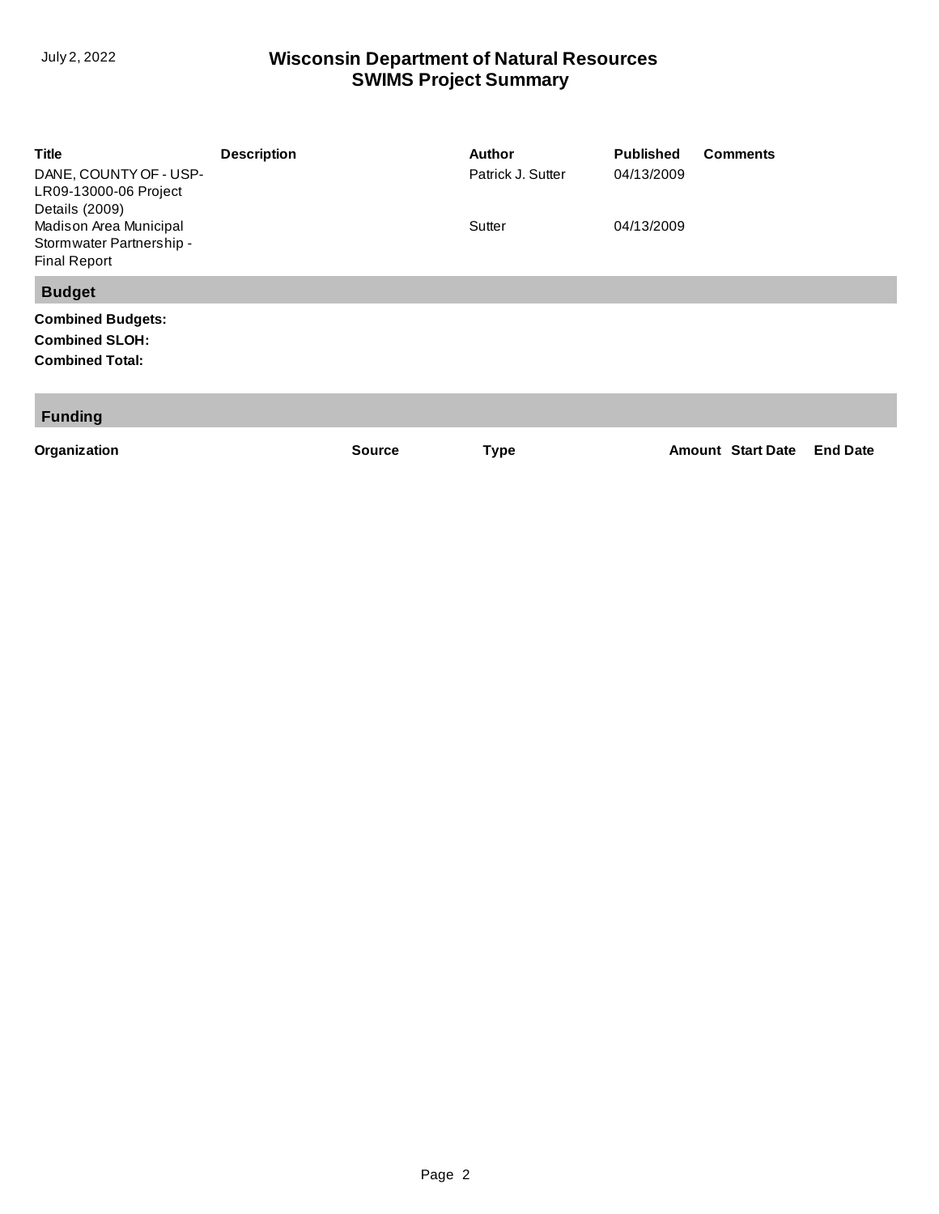| Title | Description | Author | Published | Comments |
|---|---|---|---|---|
| DANE, COUNTY OF - USP-LR09-13000-06 Project Details (2009) | | Patrick J. Sutter | 04/13/2009 | |
| Madison Area Municipal Stormwater Partnership - Final Report | | Sutter | 04/13/2009 | |

## Budget

**Combined Budgets:**

**Combined SLOH:**

**Combined Total:**

## Funding

| Organization | Source | Type | Amount | Start Date | End Date |
|---|---|---|---|---|---|